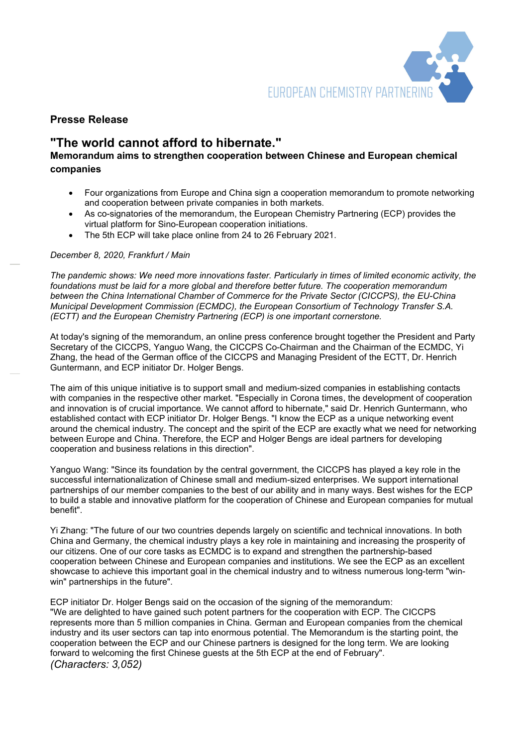EUROPEAN CHEMISTRY PARTNERING

**Presse Release**

# "The world cannot afford to hibernate."

**Memorandum aims to strengthen cooperation between Chinese and European chemical companies**

- Four organizations from Europe and China sign a cooperation memorandum to promote networking and cooperation between private companies in both markets.
- As co-signatories of the memorandum, the European Chemistry Partnering (ECP) provides the virtual platform for Sino-European cooperation initiations.
- The 5th ECP will take place online from 24 to 26 February 2021.

*December 8, 2020, Frankfurt / Main*

*The pandemic shows: We need more innovations faster. Particularly in times of limited economic activity, the foundations must be laid for a more global and therefore better future. The cooperation memorandum between the China International Chamber of Commerce for the Private Sector (CICCPS), the EU-China Municipal Development Commission (ECMDC), the European Consortium of Technology Transfer S.A. (ECTT) and the European Chemistry Partnering (ECP) is one important cornerstone.*

At today's signing of the memorandum, an online press conference brought together the President and Party Secretary of the CICCPS, Yanguo Wang, the CICCPS Co-Chairman and the Chairman of the ECMDC, Yi Zhang, the head of the German office of the CICCPS and Managing President of the ECTT, Dr. Henrich Guntermann, and ECP initiator Dr. Holger Bengs.

The aim of this unique initiative is to support small and medium-sized companies in establishing contacts with companies in the respective other market. "Especially in Corona times, the development of cooperation and innovation is of crucial importance. We cannot afford to hibernate," said Dr. Henrich Guntermann, who established contact with ECP initiator Dr. Holger Bengs. "I know the ECP as a unique networking event around the chemical industry. The concept and the spirit of the ECP are exactly what we need for networking between Europe and China. Therefore, the ECP and Holger Bengs are ideal partners for developing cooperation and business relations in this direction".

Yanguo Wang: "Since its foundation by the central government, the CICCPS has played a key role in the successful internationalization of Chinese small and medium-sized enterprises. We support international partnerships of our member companies to the best of our ability and in many ways. Best wishes for the ECP to build a stable and innovative platform for the cooperation of Chinese and European companies for mutual benefit".

Yi Zhang: "The future of our two countries depends largely on scientific and technical innovations. In both China and Germany, the chemical industry plays a key role in maintaining and increasing the prosperity of our citizens. One of our core tasks as ECMDC is to expand and strengthen the partnership-based cooperation between Chinese and European companies and institutions. We see the ECP as an excellent showcase to achieve this important goal in the chemical industry and to witness numerous long-term "win-win" partnerships in the future".

ECP initiator Dr. Holger Bengs said on the occasion of the signing of the memorandum:
"We are delighted to have gained such potent partners for the cooperation with ECP. The CICCPS represents more than 5 million companies in China. German and European companies from the chemical industry and its user sectors can tap into enormous potential. The Memorandum is the starting point, the cooperation between the ECP and our Chinese partners is designed for the long term. We are looking forward to welcoming the first Chinese guests at the 5th ECP at the end of February".
*(Characters: 3,052)*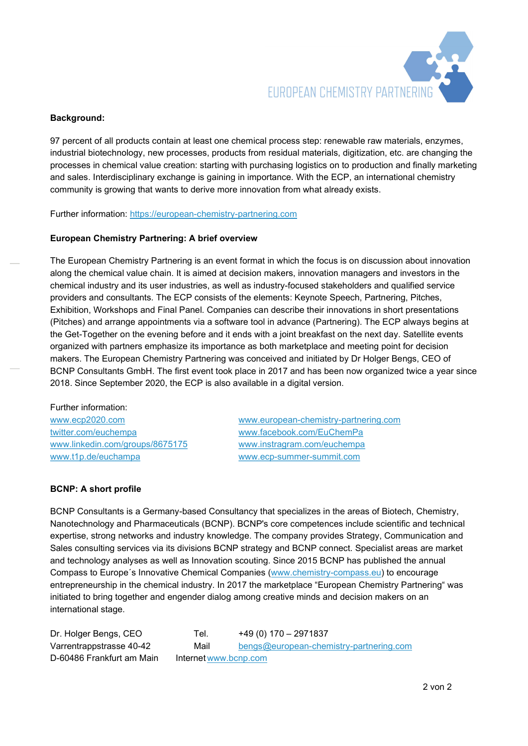**Background:**

97 percent of all products contain at least one chemical process step: renewable raw materials, enzymes, industrial biotechnology, new processes, products from residual materials, digitization, etc. are changing the processes in chemical value creation: starting with purchasing logistics on to production and finally marketing and sales. Interdisciplinary exchange is gaining in importance. With the ECP, an international chemistry community is growing that wants to derive more innovation from what already exists.

Further information: https://european-chemistry-partnering.com

**European Chemistry Partnering: A brief overview**

The European Chemistry Partnering is an event format in which the focus is on discussion about innovation along the chemical value chain. It is aimed at decision makers, innovation managers and investors in the chemical industry and its user industries, as well as industry-focused stakeholders and qualified service providers and consultants. The ECP consists of the elements: Keynote Speech, Partnering, Pitches, Exhibition, Workshops and Final Panel. Companies can describe their innovations in short presentations (Pitches) and arrange appointments via a software tool in advance (Partnering). The ECP always begins at the Get-Together on the evening before and it ends with a joint breakfast on the next day. Satellite events organized with partners emphasize its importance as both marketplace and meeting point for decision makers. The European Chemistry Partnering was conceived and initiated by Dr Holger Bengs, CEO of BCNP Consultants GmbH. The first event took place in 2017 and has been now organized twice a year since 2018. Since September 2020, the ECP is also available in a digital version.

Further information:

www.ecp2020.com
twitter.com/euchempa
www.linkedin.com/groups/8675175
www.t1p.de/euchampa
www.european-chemistry-partnering.com
www.facebook.com/EuChemPa
www.instragram.com/euchempa
www.ecp-summer-summit.com

**BCNP: A short profile**

BCNP Consultants is a Germany-based Consultancy that specializes in the areas of Biotech, Chemistry, Nanotechnology and Pharmaceuticals (BCNP). BCNP's core competences include scientific and technical expertise, strong networks and industry knowledge. The company provides Strategy, Communication and Sales consulting services via its divisions BCNP strategy and BCNP connect. Specialist areas are market and technology analyses as well as Innovation scouting. Since 2015 BCNP has published the annual Compass to Europe´s Innovative Chemical Companies (www.chemistry-compass.eu) to encourage entrepreneurship in the chemical industry. In 2017 the marketplace "European Chemistry Partnering" was initiated to bring together and engender dialog among creative minds and decision makers on an international stage.

| | | |
|---|---|---|
| Dr. Holger Bengs, CEO | Tel. | +49 (0) 170 – 2971837 |
| Varrentrappstrasse 40-42 | Mail | bengs@european-chemistry-partnering.com |
| D-60486 Frankfurt am Main | Internet | www.bcnp.com |